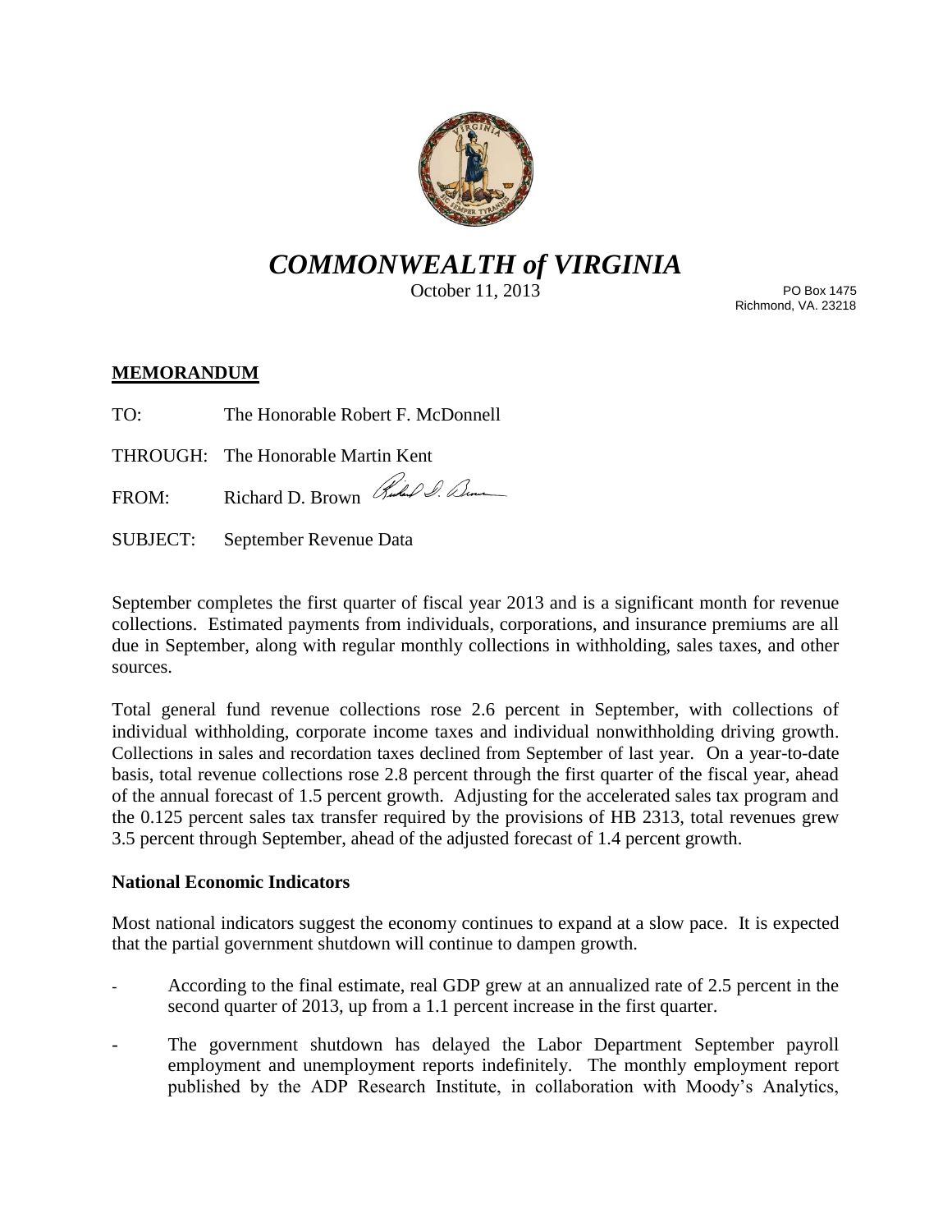# *COMMONWEALTH of VIRGINIA*

October 11, 2013

PO Box 1475
Richmond, VA. 23218

**MEMORANDUM**

TO: The Honorable Robert F. McDonnell

THROUGH: The Honorable Martin Kent

FROM: Richard D. Brown

SUBJECT: September Revenue Data

September completes the first quarter of fiscal year 2013 and is a significant month for revenue collections. Estimated payments from individuals, corporations, and insurance premiums are all due in September, along with regular monthly collections in withholding, sales taxes, and other sources.

Total general fund revenue collections rose 2.6 percent in September, with collections of individual withholding, corporate income taxes and individual nonwithholding driving growth. Collections in sales and recordation taxes declined from September of last year. On a year-to-date basis, total revenue collections rose 2.8 percent through the first quarter of the fiscal year, ahead of the annual forecast of 1.5 percent growth. Adjusting for the accelerated sales tax program and the 0.125 percent sales tax transfer required by the provisions of HB 2313, total revenues grew 3.5 percent through September, ahead of the adjusted forecast of 1.4 percent growth.

### National Economic Indicators

Most national indicators suggest the economy continues to expand at a slow pace. It is expected that the partial government shutdown will continue to dampen growth.

- According to the final estimate, real GDP grew at an annualized rate of 2.5 percent in the second quarter of 2013, up from a 1.1 percent increase in the first quarter.
- The government shutdown has delayed the Labor Department September payroll employment and unemployment reports indefinitely. The monthly employment report published by the ADP Research Institute, in collaboration with Moody's Analytics,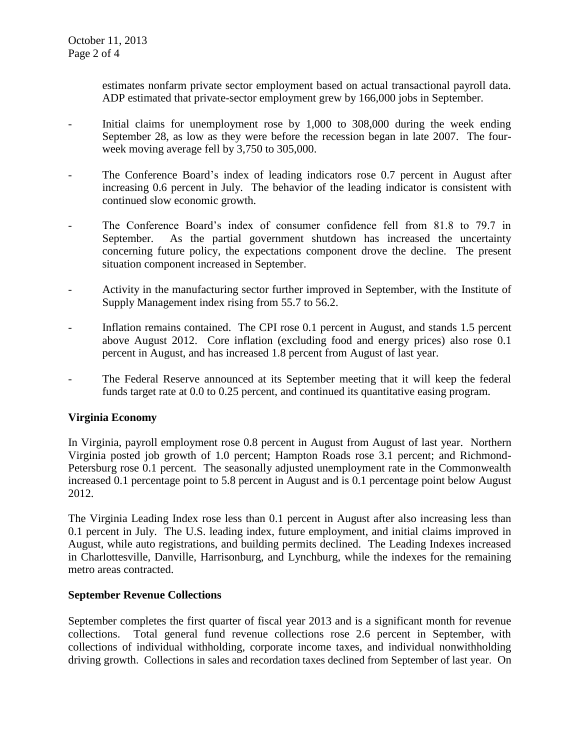estimates nonfarm private sector employment based on actual transactional payroll data. ADP estimated that private-sector employment grew by 166,000 jobs in September.

- Initial claims for unemployment rose by 1,000 to 308,000 during the week ending September 28, as low as they were before the recession began in late 2007. The four-week moving average fell by 3,750 to 305,000.

- The Conference Board's index of leading indicators rose 0.7 percent in August after increasing 0.6 percent in July. The behavior of the leading indicator is consistent with continued slow economic growth.

- The Conference Board's index of consumer confidence fell from 81.8 to 79.7 in September. As the partial government shutdown has increased the uncertainty concerning future policy, the expectations component drove the decline. The present situation component increased in September.

- Activity in the manufacturing sector further improved in September, with the Institute of Supply Management index rising from 55.7 to 56.2.

- Inflation remains contained. The CPI rose 0.1 percent in August, and stands 1.5 percent above August 2012. Core inflation (excluding food and energy prices) also rose 0.1 percent in August, and has increased 1.8 percent from August of last year.

- The Federal Reserve announced at its September meeting that it will keep the federal funds target rate at 0.0 to 0.25 percent, and continued its quantitative easing program.

**Virginia Economy**

In Virginia, payroll employment rose 0.8 percent in August from August of last year. Northern Virginia posted job growth of 1.0 percent; Hampton Roads rose 3.1 percent; and Richmond-Petersburg rose 0.1 percent. The seasonally adjusted unemployment rate in the Commonwealth increased 0.1 percentage point to 5.8 percent in August and is 0.1 percentage point below August 2012.

The Virginia Leading Index rose less than 0.1 percent in August after also increasing less than 0.1 percent in July. The U.S. leading index, future employment, and initial claims improved in August, while auto registrations, and building permits declined. The Leading Indexes increased in Charlottesville, Danville, Harrisonburg, and Lynchburg, while the indexes for the remaining metro areas contracted.

**September Revenue Collections**

September completes the first quarter of fiscal year 2013 and is a significant month for revenue collections. Total general fund revenue collections rose 2.6 percent in September, with collections of individual withholding, corporate income taxes, and individual nonwithholding driving growth. Collections in sales and recordation taxes declined from September of last year. On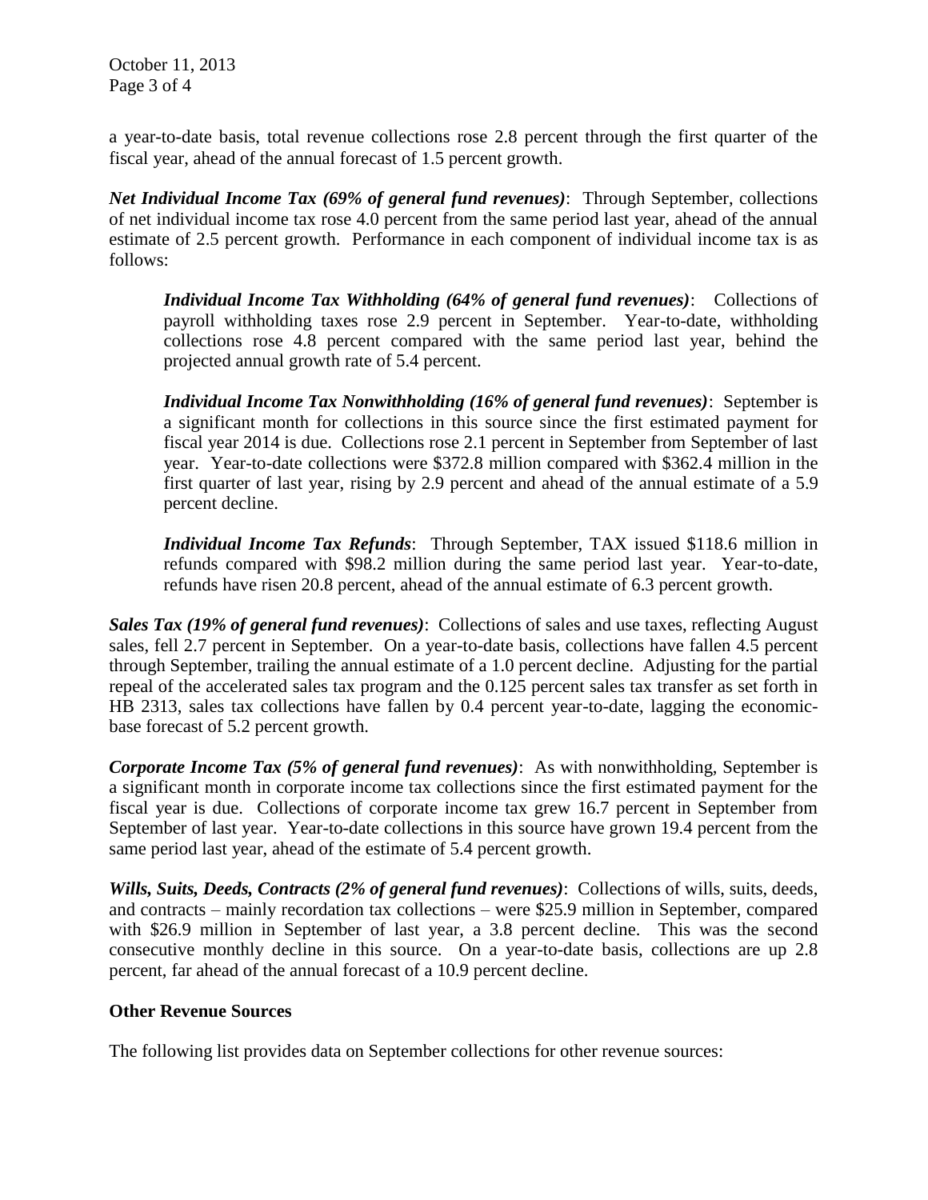a year-to-date basis, total revenue collections rose 2.8 percent through the first quarter of the fiscal year, ahead of the annual forecast of 1.5 percent growth.

***Net Individual Income Tax (69% of general fund revenues)***: Through September, collections of net individual income tax rose 4.0 percent from the same period last year, ahead of the annual estimate of 2.5 percent growth. Performance in each component of individual income tax is as follows:

> ***Individual Income Tax Withholding (64% of general fund revenues)***: Collections of payroll withholding taxes rose 2.9 percent in September. Year-to-date, withholding collections rose 4.8 percent compared with the same period last year, behind the projected annual growth rate of 5.4 percent.
>
> ***Individual Income Tax Nonwithholding (16% of general fund revenues)***: September is a significant month for collections in this source since the first estimated payment for fiscal year 2014 is due. Collections rose 2.1 percent in September from September of last year. Year-to-date collections were $372.8 million compared with $362.4 million in the first quarter of last year, rising by 2.9 percent and ahead of the annual estimate of a 5.9 percent decline.
>
> ***Individual Income Tax Refunds***: Through September, TAX issued $118.6 million in refunds compared with $98.2 million during the same period last year. Year-to-date, refunds have risen 20.8 percent, ahead of the annual estimate of 6.3 percent growth.

***Sales Tax (19% of general fund revenues)***: Collections of sales and use taxes, reflecting August sales, fell 2.7 percent in September. On a year-to-date basis, collections have fallen 4.5 percent through September, trailing the annual estimate of a 1.0 percent decline. Adjusting for the partial repeal of the accelerated sales tax program and the 0.125 percent sales tax transfer as set forth in HB 2313, sales tax collections have fallen by 0.4 percent year-to-date, lagging the economic-base forecast of 5.2 percent growth.

***Corporate Income Tax (5% of general fund revenues)***: As with nonwithholding, September is a significant month in corporate income tax collections since the first estimated payment for the fiscal year is due. Collections of corporate income tax grew 16.7 percent in September from September of last year. Year-to-date collections in this source have grown 19.4 percent from the same period last year, ahead of the estimate of 5.4 percent growth.

***Wills, Suits, Deeds, Contracts (2% of general fund revenues)***: Collections of wills, suits, deeds, and contracts – mainly recordation tax collections – were $25.9 million in September, compared with $26.9 million in September of last year, a 3.8 percent decline. This was the second consecutive monthly decline in this source. On a year-to-date basis, collections are up 2.8 percent, far ahead of the annual forecast of a 10.9 percent decline.

**Other Revenue Sources**

The following list provides data on September collections for other revenue sources: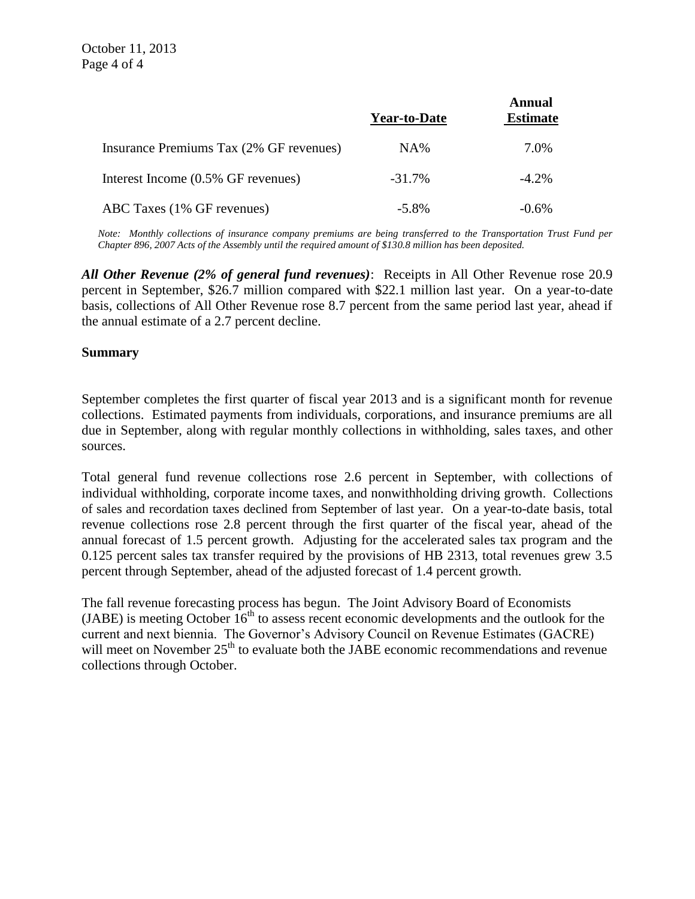| | Year-to-Date | Annual Estimate |
|---|---|---|
| Insurance Premiums Tax (2% GF revenues) | NA% | 7.0% |
| Interest Income (0.5% GF revenues) | -31.7% | -4.2% |
| ABC Taxes (1% GF revenues) | -5.8% | -0.6% |

*Note: Monthly collections of insurance company premiums are being transferred to the Transportation Trust Fund per Chapter 896, 2007 Acts of the Assembly until the required amount of $130.8 million has been deposited.*

***All Other Revenue (2% of general fund revenues)***: Receipts in All Other Revenue rose 20.9 percent in September, $26.7 million compared with $22.1 million last year. On a year-to-date basis, collections of All Other Revenue rose 8.7 percent from the same period last year, ahead if the annual estimate of a 2.7 percent decline.

**Summary**

September completes the first quarter of fiscal year 2013 and is a significant month for revenue collections. Estimated payments from individuals, corporations, and insurance premiums are all due in September, along with regular monthly collections in withholding, sales taxes, and other sources.

Total general fund revenue collections rose 2.6 percent in September, with collections of individual withholding, corporate income taxes, and nonwithholding driving growth. Collections of sales and recordation taxes declined from September of last year. On a year-to-date basis, total revenue collections rose 2.8 percent through the first quarter of the fiscal year, ahead of the annual forecast of 1.5 percent growth. Adjusting for the accelerated sales tax program and the 0.125 percent sales tax transfer required by the provisions of HB 2313, total revenues grew 3.5 percent through September, ahead of the adjusted forecast of 1.4 percent growth.

The fall revenue forecasting process has begun. The Joint Advisory Board of Economists (JABE) is meeting October 16th to assess recent economic developments and the outlook for the current and next biennia. The Governor's Advisory Council on Revenue Estimates (GACRE) will meet on November 25th to evaluate both the JABE economic recommendations and revenue collections through October.